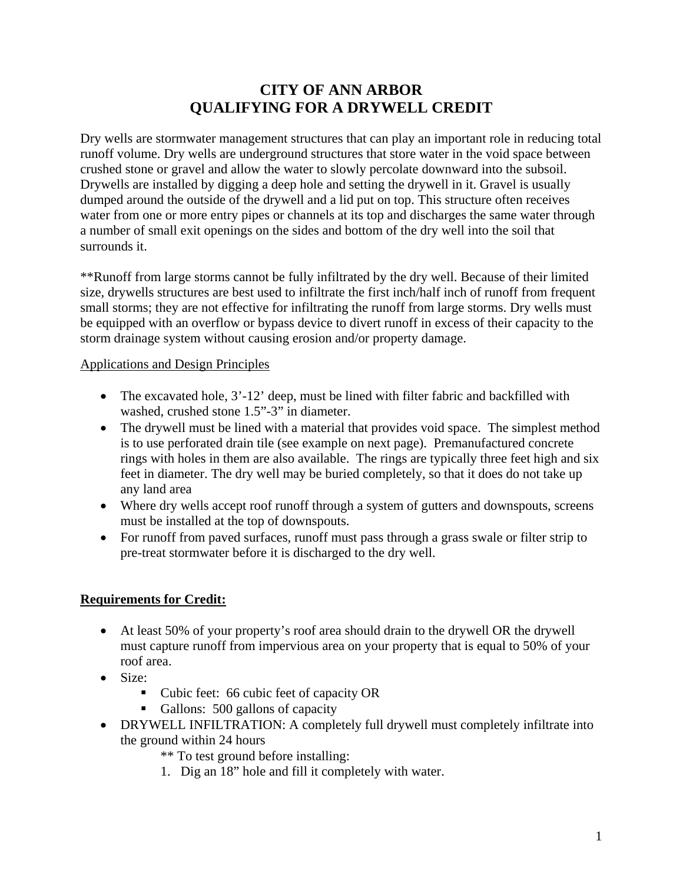# CITY OF ANN ARBOR
# QUALIFYING FOR A DRYWELL CREDIT

Dry wells are stormwater management structures that can play an important role in reducing total runoff volume. Dry wells are underground structures that store water in the void space between crushed stone or gravel and allow the water to slowly percolate downward into the subsoil. Drywells are installed by digging a deep hole and setting the drywell in it. Gravel is usually dumped around the outside of the drywell and a lid put on top. This structure often receives water from one or more entry pipes or channels at its top and discharges the same water through a number of small exit openings on the sides and bottom of the dry well into the soil that surrounds it.

**Runoff from large storms cannot be fully infiltrated by the dry well. Because of their limited size, drywells structures are best used to infiltrate the first inch/half inch of runoff from frequent small storms; they are not effective for infiltrating the runoff from large storms. Dry wells must be equipped with an overflow or bypass device to divert runoff in excess of their capacity to the storm drainage system without causing erosion and/or property damage.

<u>Applications and Design Principles</u>

- The excavated hole, 3'-12' deep, must be lined with filter fabric and backfilled with washed, crushed stone 1.5"-3" in diameter.
- The drywell must be lined with a material that provides void space. The simplest method is to use perforated drain tile (see example on next page). Premanufactured concrete rings with holes in them are also available. The rings are typically three feet high and six feet in diameter. The dry well may be buried completely, so that it does do not take up any land area
- Where dry wells accept roof runoff through a system of gutters and downspouts, screens must be installed at the top of downspouts.
- For runoff from paved surfaces, runoff must pass through a grass swale or filter strip to pre-treat stormwater before it is discharged to the dry well.

**<u>Requirements for Credit:</u>**

- At least 50% of your property's roof area should drain to the drywell OR the drywell must capture runoff from impervious area on your property that is equal to 50% of your roof area.
- Size:
  - Cubic feet: 66 cubic feet of capacity OR
  - Gallons: 500 gallons of capacity
- DRYWELL INFILTRATION: A completely full drywell must completely infiltrate into the ground within 24 hours

  ** To test ground before installing:

  1. Dig an 18" hole and fill it completely with water.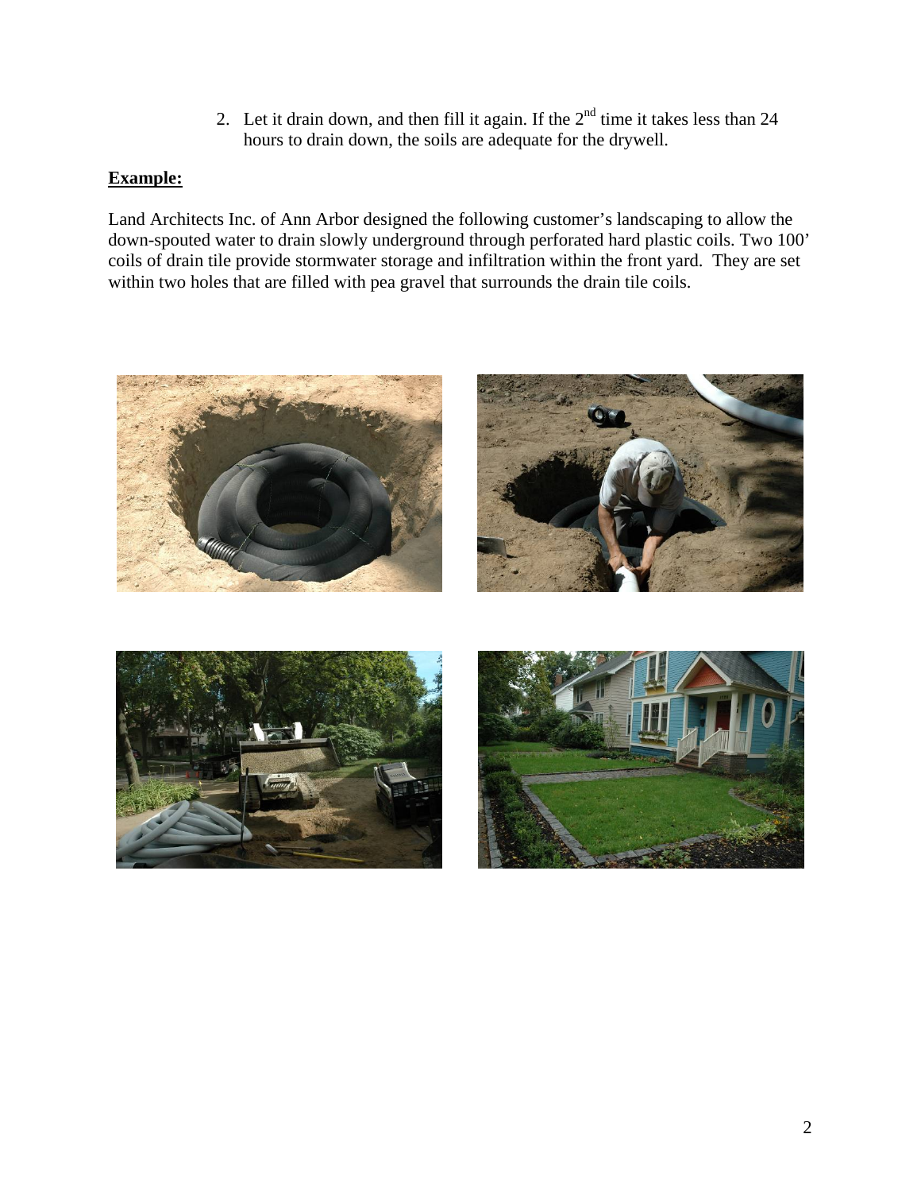2. Let it drain down, and then fill it again. If the 2nd time it takes less than 24 hours to drain down, the soils are adequate for the drywell.

**Example:**

Land Architects Inc. of Ann Arbor designed the following customer's landscaping to allow the down-spouted water to drain slowly underground through perforated hard plastic coils. Two 100' coils of drain tile provide stormwater storage and infiltration within the front yard. They are set within two holes that are filled with pea gravel that surrounds the drain tile coils.